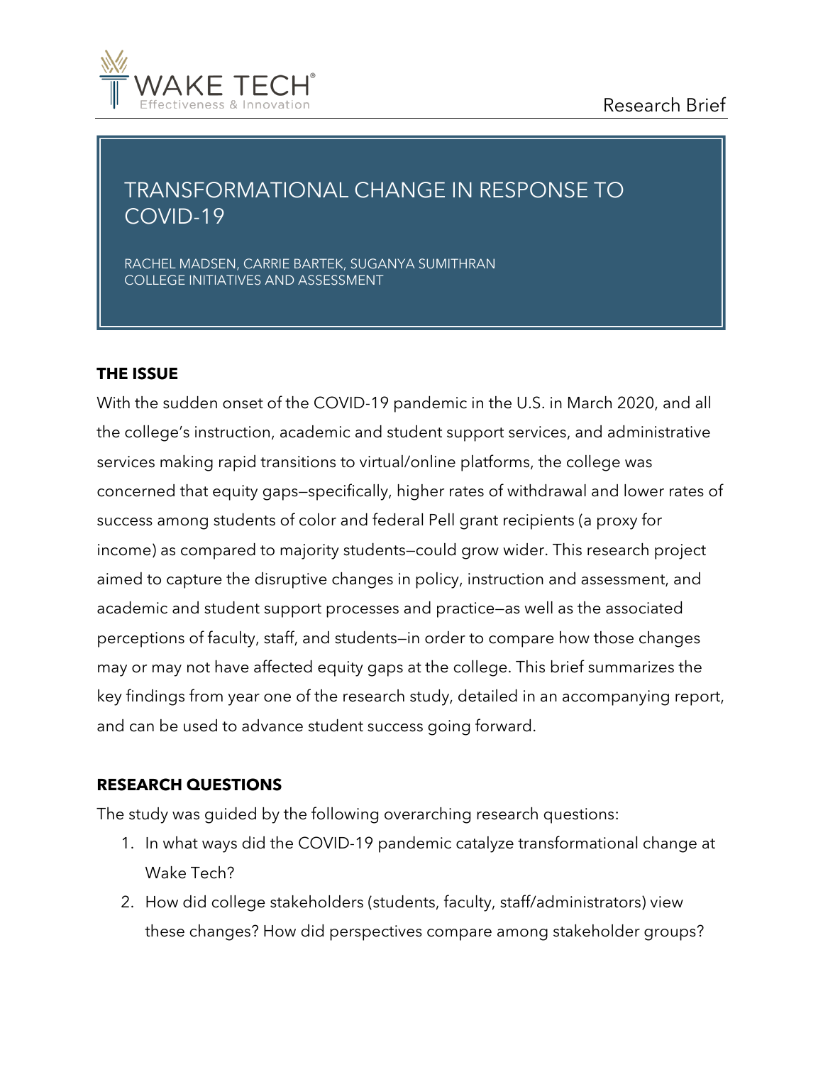WAKE TECH®
Effectiveness & Innovation

Research Brief

# TRANSFORMATIONAL CHANGE IN RESPONSE TO COVID-19

RACHEL MADSEN, CARRIE BARTEK, SUGANYA SUMITHRAN
COLLEGE INITIATIVES AND ASSESSMENT

## THE ISSUE

With the sudden onset of the COVID-19 pandemic in the U.S. in March 2020, and all the college's instruction, academic and student support services, and administrative services making rapid transitions to virtual/online platforms, the college was concerned that equity gaps—specifically, higher rates of withdrawal and lower rates of success among students of color and federal Pell grant recipients (a proxy for income) as compared to majority students—could grow wider. This research project aimed to capture the disruptive changes in policy, instruction and assessment, and academic and student support processes and practice—as well as the associated perceptions of faculty, staff, and students—in order to compare how those changes may or may not have affected equity gaps at the college. This brief summarizes the key findings from year one of the research study, detailed in an accompanying report, and can be used to advance student success going forward.

## RESEARCH QUESTIONS

The study was guided by the following overarching research questions:

1. In what ways did the COVID-19 pandemic catalyze transformational change at Wake Tech?
2. How did college stakeholders (students, faculty, staff/administrators) view these changes? How did perspectives compare among stakeholder groups?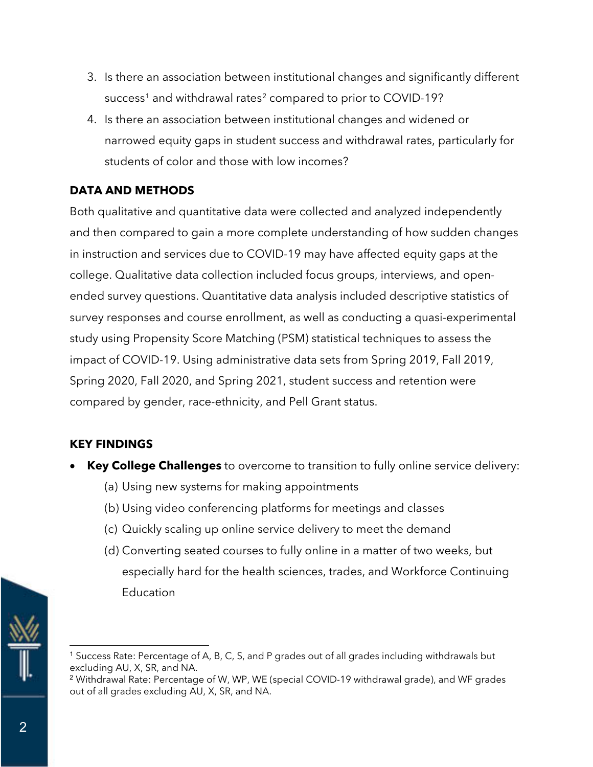3. Is there an association between institutional changes and significantly different success[1] and withdrawal rates[2] compared to prior to COVID-19?
4. Is there an association between institutional changes and widened or narrowed equity gaps in student success and withdrawal rates, particularly for students of color and those with low incomes?

## DATA AND METHODS

Both qualitative and quantitative data were collected and analyzed independently and then compared to gain a more complete understanding of how sudden changes in instruction and services due to COVID-19 may have affected equity gaps at the college. Qualitative data collection included focus groups, interviews, and open-ended survey questions. Quantitative data analysis included descriptive statistics of survey responses and course enrollment, as well as conducting a quasi-experimental study using Propensity Score Matching (PSM) statistical techniques to assess the impact of COVID-19. Using administrative data sets from Spring 2019, Fall 2019, Spring 2020, Fall 2020, and Spring 2021, student success and retention were compared by gender, race-ethnicity, and Pell Grant status.

## KEY FINDINGS

- **Key College Challenges** to overcome to transition to fully online service delivery:
  - (a) Using new systems for making appointments
  - (b) Using video conferencing platforms for meetings and classes
  - (c) Quickly scaling up online service delivery to meet the demand
  - (d) Converting seated courses to fully online in a matter of two weeks, but especially hard for the health sciences, trades, and Workforce Continuing Education

---

[1] Success Rate: Percentage of A, B, C, S, and P grades out of all grades including withdrawals but excluding AU, X, SR, and NA.

[2] Withdrawal Rate: Percentage of W, WP, WE (special COVID-19 withdrawal grade), and WF grades out of all grades excluding AU, X, SR, and NA.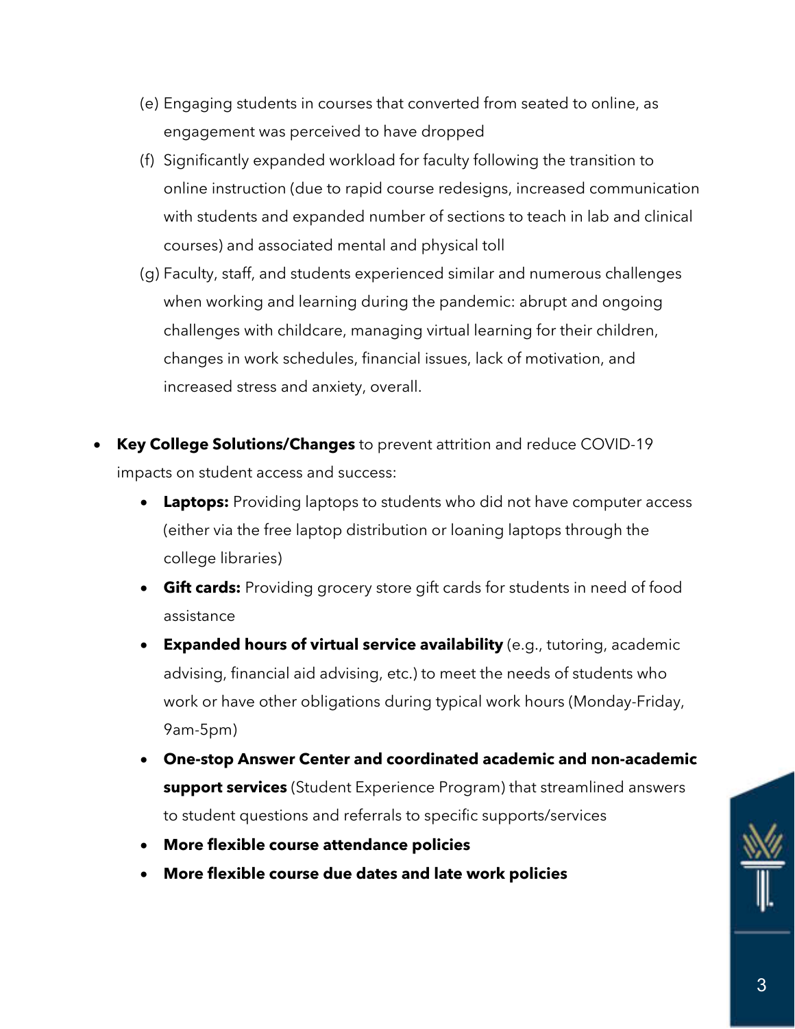(e) Engaging students in courses that converted from seated to online, as engagement was perceived to have dropped

(f) Significantly expanded workload for faculty following the transition to online instruction (due to rapid course redesigns, increased communication with students and expanded number of sections to teach in lab and clinical courses) and associated mental and physical toll

(g) Faculty, staff, and students experienced similar and numerous challenges when working and learning during the pandemic: abrupt and ongoing challenges with childcare, managing virtual learning for their children, changes in work schedules, financial issues, lack of motivation, and increased stress and anxiety, overall.

- **Key College Solutions/Changes** to prevent attrition and reduce COVID-19 impacts on student access and success:
    - **Laptops:** Providing laptops to students who did not have computer access (either via the free laptop distribution or loaning laptops through the college libraries)
    - **Gift cards:** Providing grocery store gift cards for students in need of food assistance
    - **Expanded hours of virtual service availability** (e.g., tutoring, academic advising, financial aid advising, etc.) to meet the needs of students who work or have other obligations during typical work hours (Monday-Friday, 9am-5pm)
    - **One-stop Answer Center and coordinated academic and non-academic support services** (Student Experience Program) that streamlined answers to student questions and referrals to specific supports/services
    - **More flexible course attendance policies**
    - **More flexible course due dates and late work policies**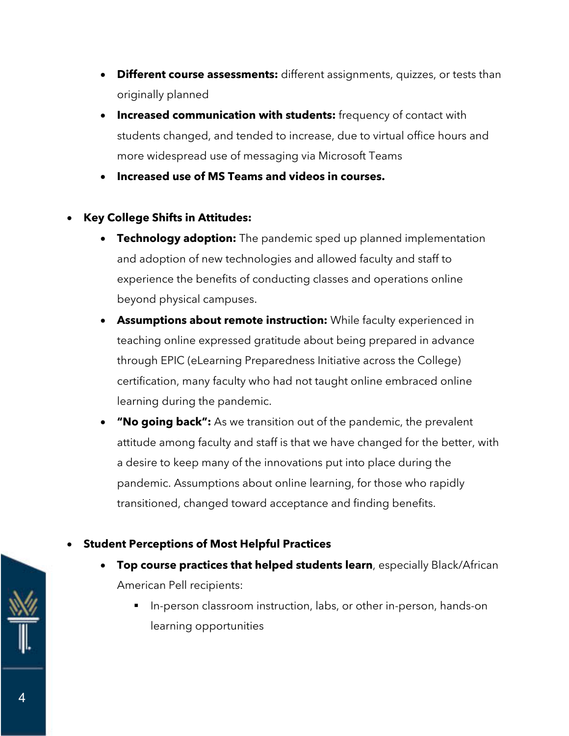- **Different course assessments:** different assignments, quizzes, or tests than originally planned
  - **Increased communication with students:** frequency of contact with students changed, and tended to increase, due to virtual office hours and more widespread use of messaging via Microsoft Teams
  - **Increased use of MS Teams and videos in courses.**

- **Key College Shifts in Attitudes:**
  - **Technology adoption:** The pandemic sped up planned implementation and adoption of new technologies and allowed faculty and staff to experience the benefits of conducting classes and operations online beyond physical campuses.
  - **Assumptions about remote instruction:** While faculty experienced in teaching online expressed gratitude about being prepared in advance through EPIC (eLearning Preparedness Initiative across the College) certification, many faculty who had not taught online embraced online learning during the pandemic.
  - **"No going back":** As we transition out of the pandemic, the prevalent attitude among faculty and staff is that we have changed for the better, with a desire to keep many of the innovations put into place during the pandemic. Assumptions about online learning, for those who rapidly transitioned, changed toward acceptance and finding benefits.

- **Student Perceptions of Most Helpful Practices**
  - **Top course practices that helped students learn**, especially Black/African American Pell recipients:
    - In-person classroom instruction, labs, or other in-person, hands-on learning opportunities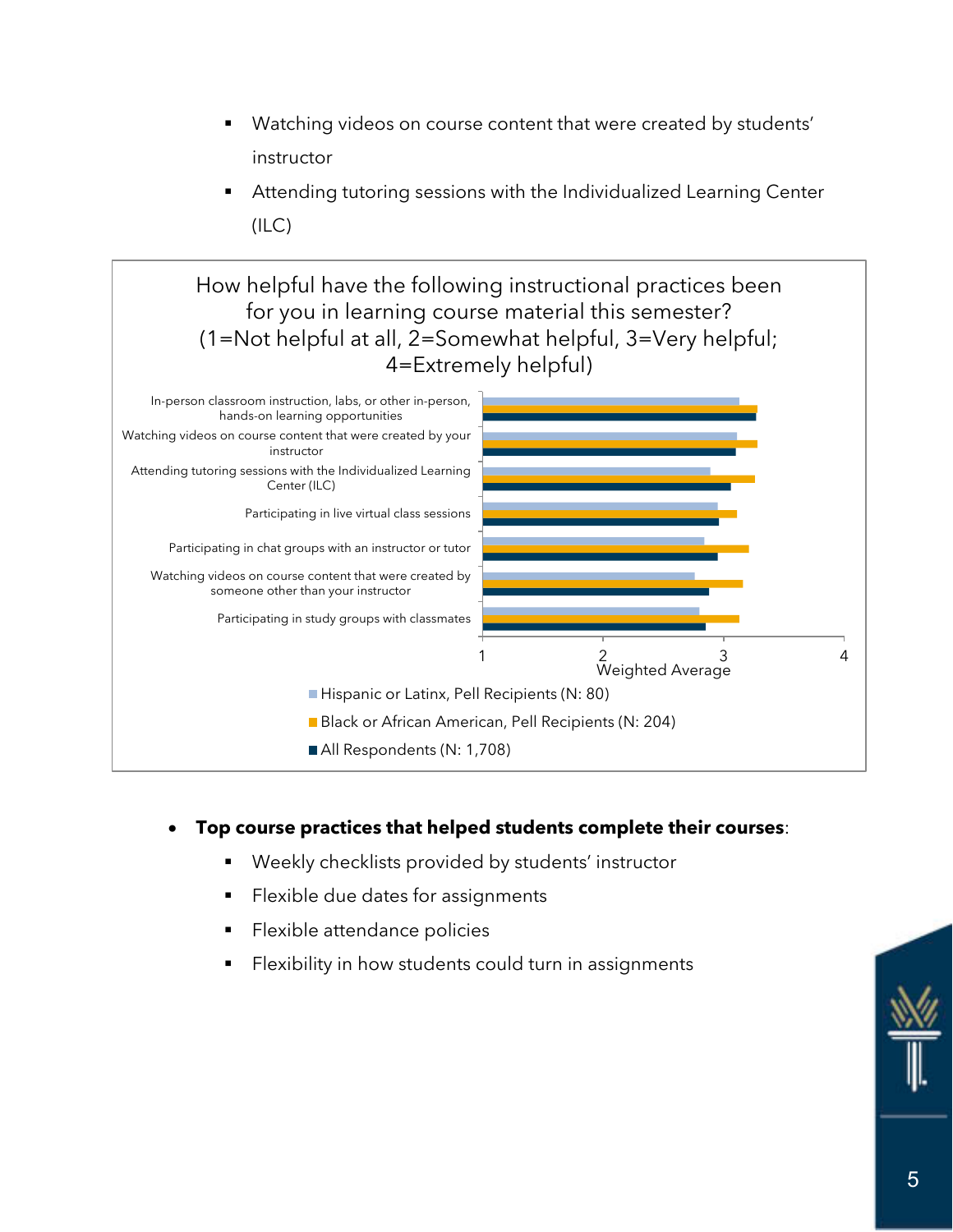- Watching videos on course content that were created by students' instructor
   - Attending tutoring sessions with the Individualized Learning Center (ILC)

How helpful have the following instructional practices been for you in learning course material this semester? (1=Not helpful at all, 2=Somewhat helpful, 3=Very helpful; 4=Extremely helpful)

In-person classroom instruction, labs, or other in-person, hands-on learning opportunities

Watching videos on course content that were created by your instructor

Attending tutoring sessions with the Individualized Learning Center (ILC)

Participating in live virtual class sessions

Participating in chat groups with an instructor or tutor

Watching videos on course content that were created by someone other than your instructor

Participating in study groups with classmates

1 2 3 4

Weighted Average

- Hispanic or Latinx, Pell Recipients (N: 80)
- Black or African American, Pell Recipients (N: 204)
- All Respondents (N: 1,708)

- **Top course practices that helped students complete their courses**:
   - Weekly checklists provided by students' instructor
   - Flexible due dates for assignments
   - Flexible attendance policies
   - Flexibility in how students could turn in assignments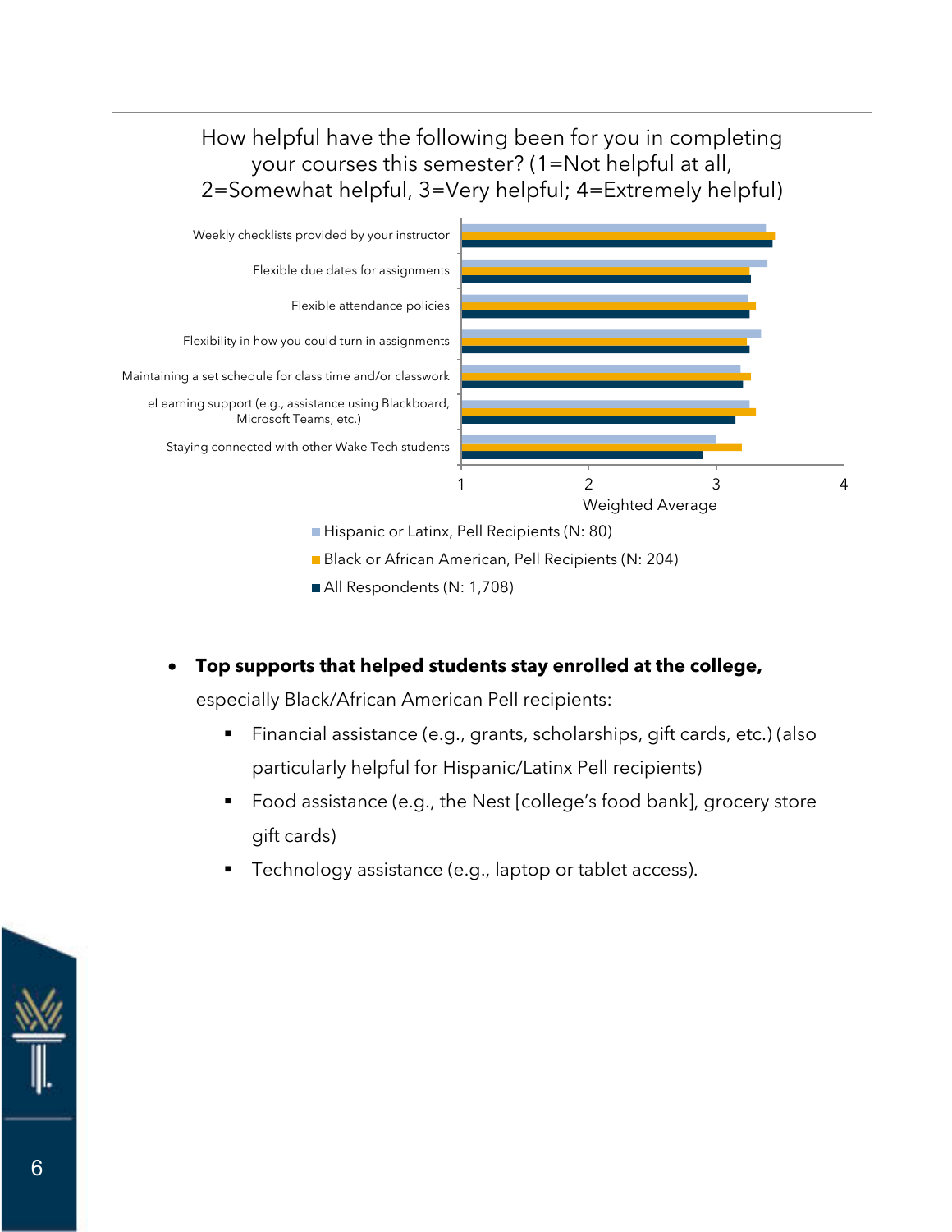How helpful have the following been for you in completing your courses this semester? (1=Not helpful at all, 2=Somewhat helpful, 3=Very helpful; 4=Extremely helpful)

- Weekly checklists provided by your instructor
- Flexible due dates for assignments
- Flexible attendance policies
- Flexibility in how you could turn in assignments
- Maintaining a set schedule for class time and/or classwork
- eLearning support (e.g., assistance using Blackboard, Microsoft Teams, etc.)
- Staying connected with other Wake Tech students

Weighted Average (axis: 1, 2, 3, 4)

- Hispanic or Latinx, Pell Recipients (N: 80)
- Black or African American, Pell Recipients (N: 204)
- All Respondents (N: 1,708)

- **Top supports that helped students stay enrolled at the college,** especially Black/African American Pell recipients:
  - Financial assistance (e.g., grants, scholarships, gift cards, etc.) (also particularly helpful for Hispanic/Latinx Pell recipients)
  - Food assistance (e.g., the Nest [college's food bank], grocery store gift cards)
  - Technology assistance (e.g., laptop or tablet access).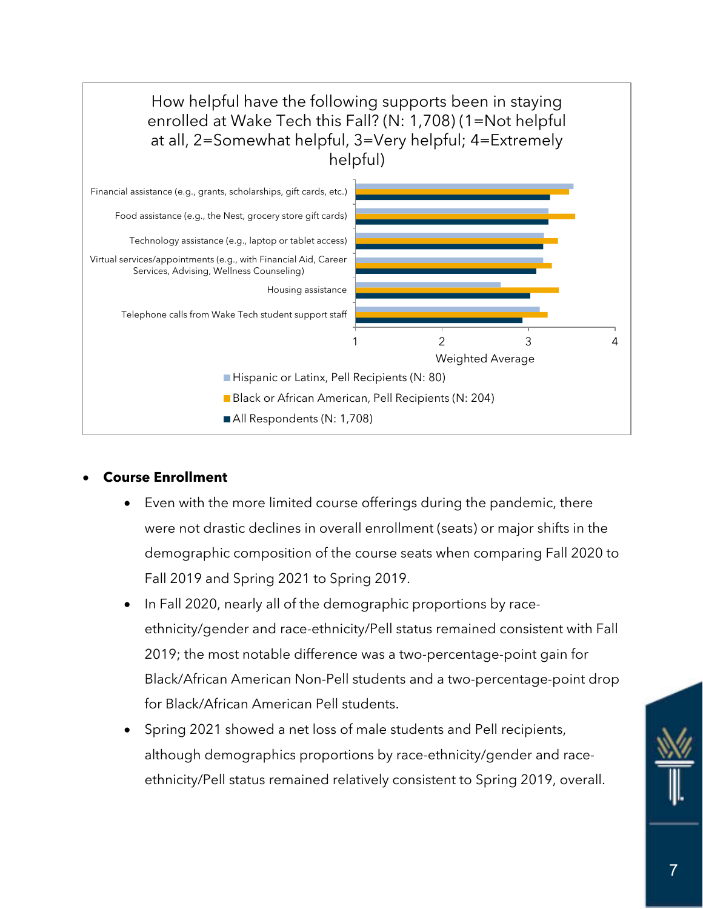How helpful have the following supports been in staying enrolled at Wake Tech this Fall? (N: 1,708) (1=Not helpful at all, 2=Somewhat helpful, 3=Very helpful; 4=Extremely helpful)

Financial assistance (e.g., grants, scholarships, gift cards, etc.)

Food assistance (e.g., the Nest, grocery store gift cards)

Technology assistance (e.g., laptop or tablet access)

Virtual services/appointments (e.g., with Financial Aid, Career Services, Advising, Wellness Counseling)

Housing assistance

Telephone calls from Wake Tech student support staff

1 2 3 4

Weighted Average

Hispanic or Latinx, Pell Recipients (N: 80)

Black or African American, Pell Recipients (N: 204)

All Respondents (N: 1,708)

- **Course Enrollment**
  - Even with the more limited course offerings during the pandemic, there were not drastic declines in overall enrollment (seats) or major shifts in the demographic composition of the course seats when comparing Fall 2020 to Fall 2019 and Spring 2021 to Spring 2019.
  - In Fall 2020, nearly all of the demographic proportions by race-ethnicity/gender and race-ethnicity/Pell status remained consistent with Fall 2019; the most notable difference was a two-percentage-point gain for Black/African American Non-Pell students and a two-percentage-point drop for Black/African American Pell students.
  - Spring 2021 showed a net loss of male students and Pell recipients, although demographics proportions by race-ethnicity/gender and race-ethnicity/Pell status remained relatively consistent to Spring 2019, overall.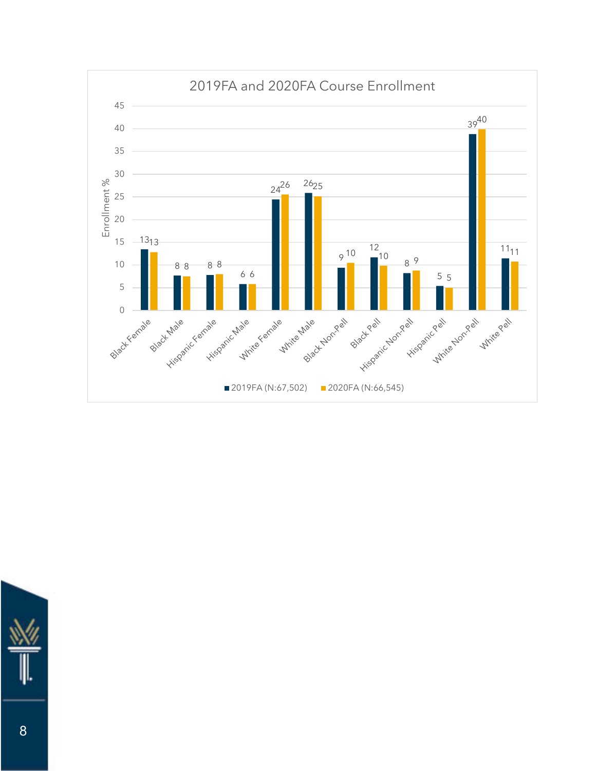## 2019FA and 2020FA Course Enrollment

| Group | 2019FA (N:67,502) | 2020FA (N:66,545) |
|---|---|---|
| Black Female | 13 | 13 |
| Black Male | 8 | 8 |
| Hispanic Female | 8 | 8 |
| Hispanic Male | 6 | 6 |
| White Female | 24 | 26 |
| White Male | 26 | 25 |
| Black Non-Pell | 9 | 10 |
| Black Pell | 12 | 10 |
| Hispanic Non-Pell | 8 | 9 |
| Hispanic Pell | 5 | 5 |
| White Non-Pell | 39 | 40 |
| White Pell | 11 | 11 |

Enrollment %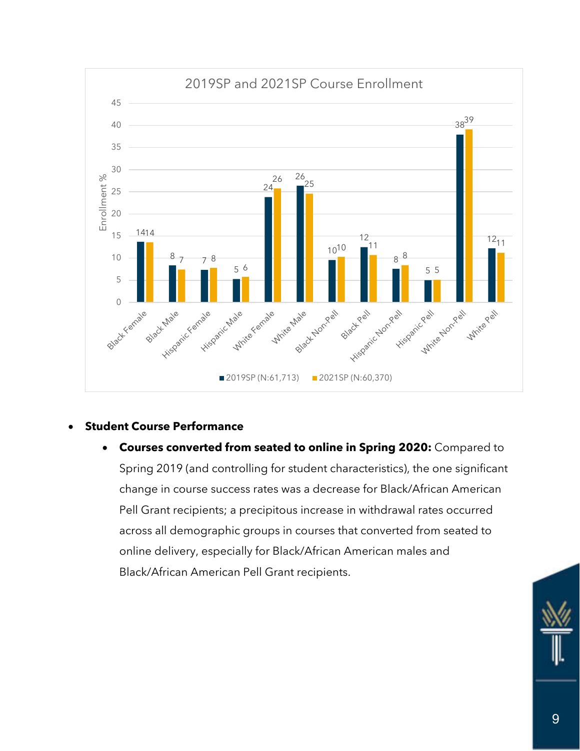**2019SP and 2021SP Course Enrollment**

| Group | 2019SP (N:61,713) | 2021SP (N:60,370) |
| --- | --- | --- |
| Black Female | 14 | 14 |
| Black Male | 8 | 7 |
| Hispanic Female | 7 | 8 |
| Hispanic Male | 5 | 6 |
| White Female | 24 | 26 |
| White Male | 26 | 25 |
| Black Non-Pell | 10 | 10 |
| Black Pell | 12 | 11 |
| Hispanic Non-Pell | 8 | 8 |
| Hispanic Pell | 5 | 5 |
| White Non-Pell | 38 | 39 |
| White Pell | 12 | 11 |

Enrollment %

- **Student Course Performance**
  - **Courses converted from seated to online in Spring 2020:** Compared to Spring 2019 (and controlling for student characteristics), the one significant change in course success rates was a decrease for Black/African American Pell Grant recipients; a precipitous increase in withdrawal rates occurred across all demographic groups in courses that converted from seated to online delivery, especially for Black/African American males and Black/African American Pell Grant recipients.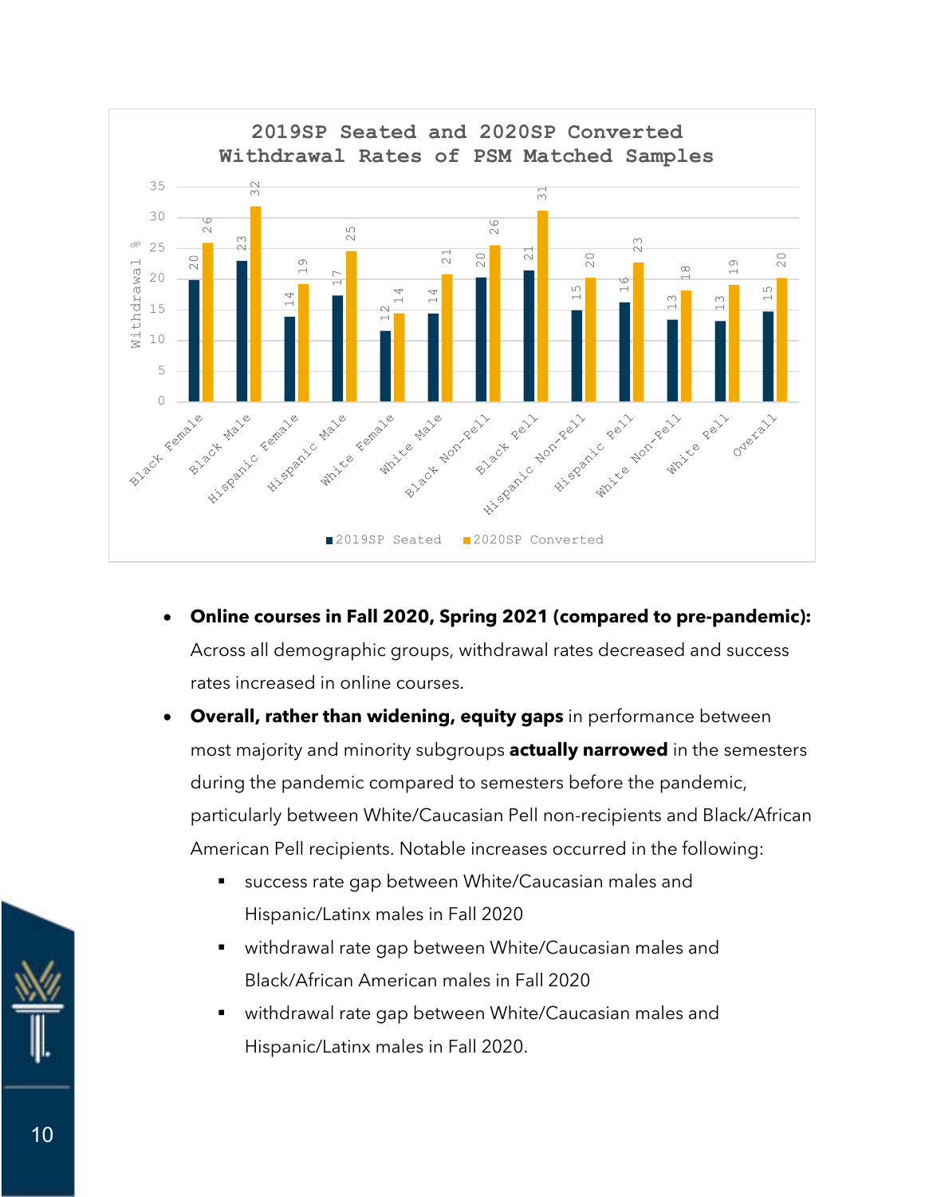**2019SP Seated and 2020SP Converted Withdrawal Rates of PSM Matched Samples**

| Group | 2019SP Seated | 2020SP Converted |
|---|---|---|
| Black Female | 20 | 26 |
| Black Male | 23 | 32 |
| Hispanic Female | 14 | 19 |
| Hispanic Male | 17 | 25 |
| White Female | 12 | 14 |
| White Male | 14 | 21 |
| Black Non-Pell | 20 | 26 |
| Black Pell | 21 | 31 |
| Hispanic Non-Pell | 15 | 20 |
| Hispanic Pell | 16 | 23 |
| White Non-Pell | 13 | 18 |
| White Pell | 13 | 19 |
| Overall | 15 | 20 |

- **Online courses in Fall 2020, Spring 2021 (compared to pre-pandemic):** Across all demographic groups, withdrawal rates decreased and success rates increased in online courses.
- **Overall, rather than widening, equity gaps** in performance between most majority and minority subgroups **actually narrowed** in the semesters during the pandemic compared to semesters before the pandemic, particularly between White/Caucasian Pell non-recipients and Black/African American Pell recipients. Notable increases occurred in the following:
  - success rate gap between White/Caucasian males and Hispanic/Latinx males in Fall 2020
  - withdrawal rate gap between White/Caucasian males and Black/African American males in Fall 2020
  - withdrawal rate gap between White/Caucasian males and Hispanic/Latinx males in Fall 2020.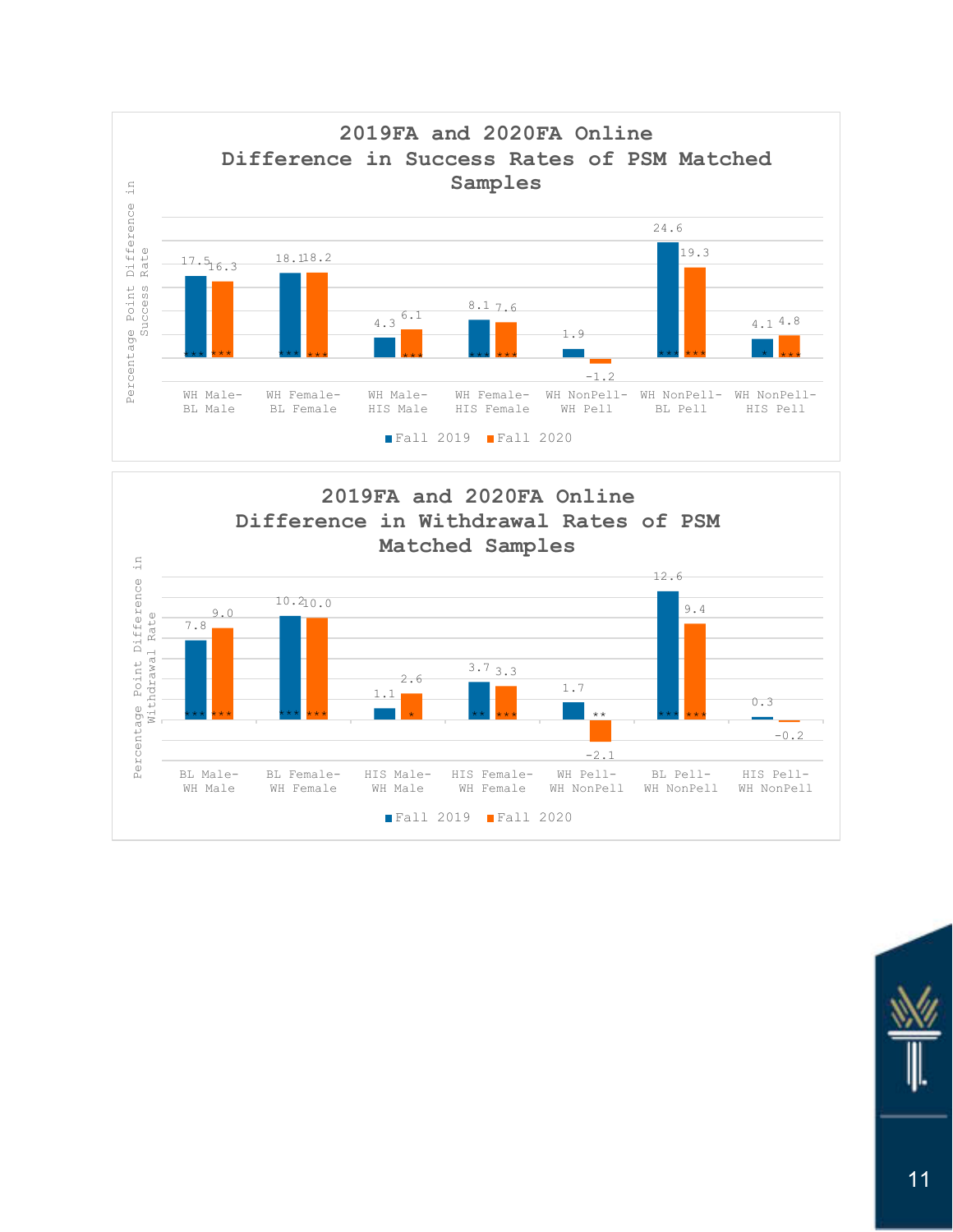## 2019FA and 2020FA Online Difference in Success Rates of PSM Matched Samples

Percentage Point Difference in Success Rate

| | Fall 2019 | Fall 2020 |
|---|---|---|
| WH Male-BL Male | 17.5 *** | 16.3 *** |
| WH Female-BL Female | 18.1 *** | 18.2 *** |
| WH Male-HIS Male | 4.3 | 6.1 *** |
| WH Female-HIS Female | 8.1 *** | 7.6 *** |
| WH NonPell-WH Pell | 1.9 | -1.2 |
| WH NonPell-BL Pell | 24.6 *** | 19.3 *** |
| WH NonPell-HIS Pell | 4.1 * | 4.8 *** |

## 2019FA and 2020FA Online Difference in Withdrawal Rates of PSM Matched Samples

Percentage Point Difference in Withdrawal Rate

| | Fall 2019 | Fall 2020 |
|---|---|---|
| BL Male-WH Male | 7.8 *** | 9.0 *** |
| BL Female-WH Female | 10.2 *** | 10.0 *** |
| HIS Male-WH Male | 1.1 | 2.6 * |
| HIS Female-WH Female | 3.7 ** | 3.3 *** |
| WH Pell-WH NonPell | 1.7 | -2.1 ** |
| BL Pell-WH NonPell | 12.6 *** | 9.4 *** |
| HIS Pell-WH NonPell | 0.3 | -0.2 |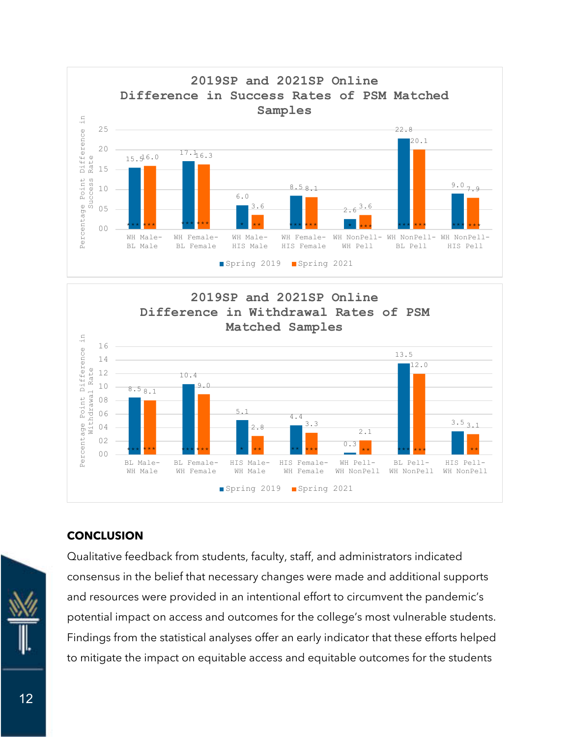**2019SP and 2021SP Online Difference in Success Rates of PSM Matched Samples**

| Comparison | Spring 2019 | Spring 2021 |
|---|---|---|
| WH Male-BL Male | 15.5*** | 16.0*** |
| WH Female-BL Female | 17.1*** | 16.3*** |
| WH Male-HIS Male | 6.0* | 3.6** |
| WH Female-HIS Female | 8.5*** | 8.1*** |
| WH NonPell-WH Pell | 2.6* | 3.6*** |
| WH NonPell-BL Pell | 22.8*** | 20.1*** |
| WH NonPell-HIS Pell | 9.0*** | 7.9*** |

**2019SP and 2021SP Online Difference in Withdrawal Rates of PSM Matched Samples**

| Comparison | Spring 2019 | Spring 2021 |
|---|---|---|
| BL Male-WH Male | 8.5*** | 8.1*** |
| BL Female-WH Female | 10.4*** | 9.0*** |
| HIS Male-WH Male | 5.1* | 2.8** |
| HIS Female-WH Female | 4.4** | 3.3*** |
| WH Pell-WH NonPell | 0.3 | 2.1** |
| BL Pell-WH NonPell | 13.5*** | 12.0*** |
| HIS Pell-WH NonPell | 3.5 | 3.1** |

## CONCLUSION

Qualitative feedback from students, faculty, staff, and administrators indicated consensus in the belief that necessary changes were made and additional supports and resources were provided in an intentional effort to circumvent the pandemic's potential impact on access and outcomes for the college's most vulnerable students. Findings from the statistical analyses offer an early indicator that these efforts helped to mitigate the impact on equitable access and equitable outcomes for the students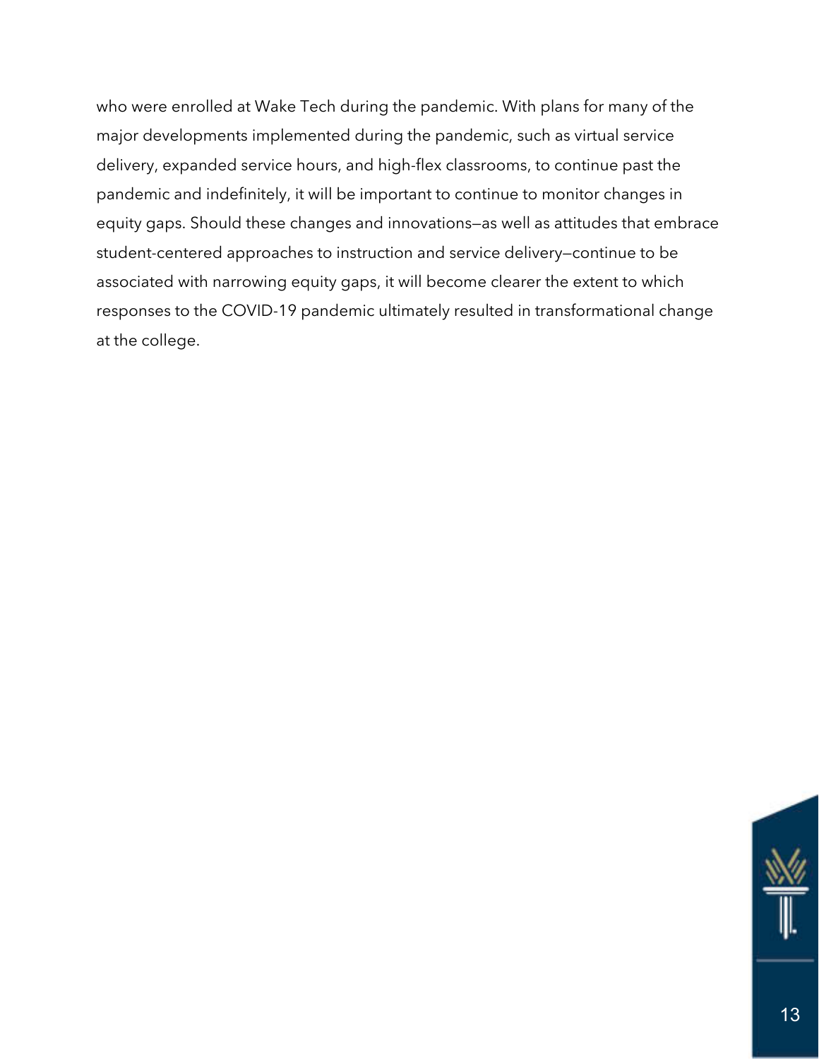who were enrolled at Wake Tech during the pandemic. With plans for many of the major developments implemented during the pandemic, such as virtual service delivery, expanded service hours, and high-flex classrooms, to continue past the pandemic and indefinitely, it will be important to continue to monitor changes in equity gaps. Should these changes and innovations—as well as attitudes that embrace student-centered approaches to instruction and service delivery—continue to be associated with narrowing equity gaps, it will become clearer the extent to which responses to the COVID-19 pandemic ultimately resulted in transformational change at the college.